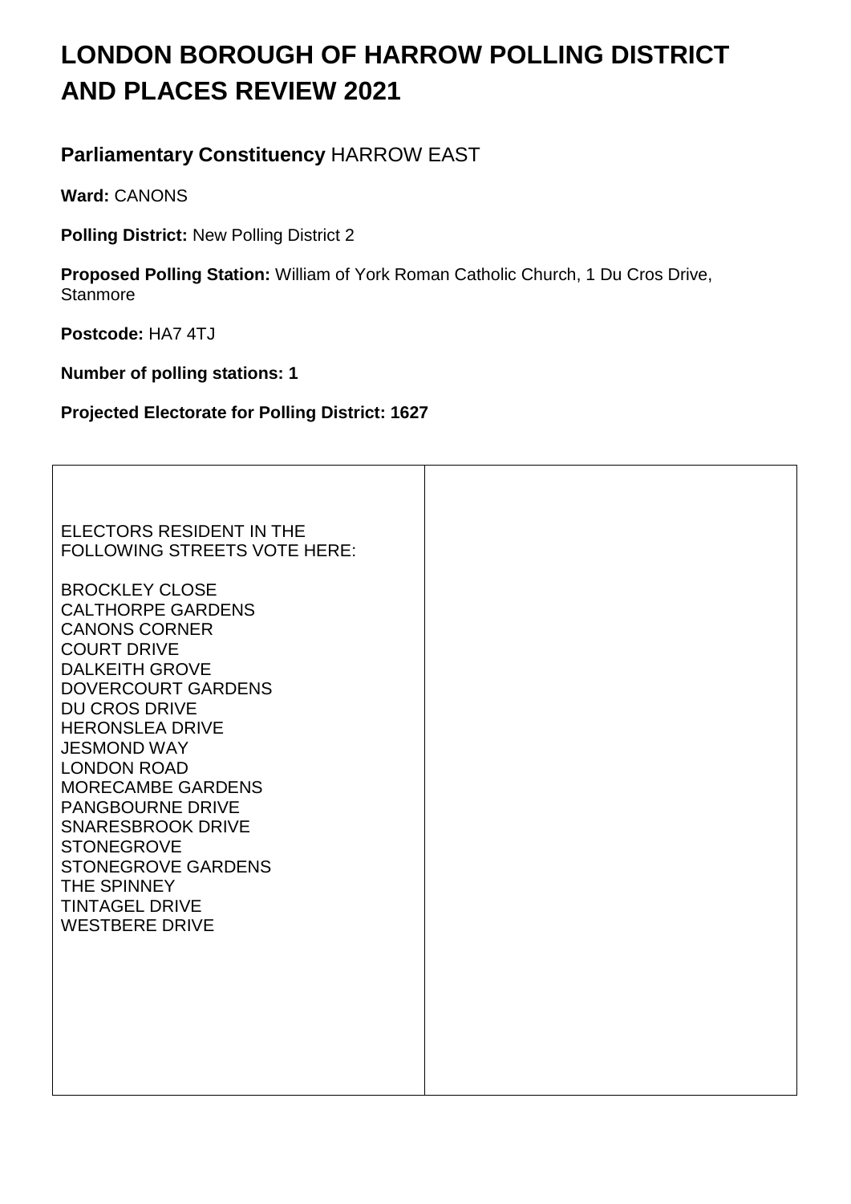# LONDON BOROUGH OF HARROW POLLING DISTRICT AND PLACES REVIEW 2021

## Parliamentary Constituency HARROW EAST

**Ward:** CANONS

**Polling District:** New Polling District 2

**Proposed Polling Station:** William of York Roman Catholic Church, 1 Du Cros Drive, Stanmore

**Postcode:** HA7 4TJ

**Number of polling stations: 1**

**Projected Electorate for Polling District: 1627**

| ELECTORS RESIDENT IN THE FOLLOWING STREETS VOTE HERE: | |
|---|---|
| BROCKLEY CLOSE<br>CALTHORPE GARDENS<br>CANONS CORNER<br>COURT DRIVE<br>DALKEITH GROVE<br>DOVERCOURT GARDENS<br>DU CROS DRIVE<br>HERONSLEA DRIVE<br>JESMOND WAY<br>LONDON ROAD<br>MORECAMBE GARDENS<br>PANGBOURNE DRIVE<br>SNARESBROOK DRIVE<br>STONEGROVE<br>STONEGROVE GARDENS<br>THE SPINNEY<br>TINTAGEL DRIVE<br>WESTBERE DRIVE | |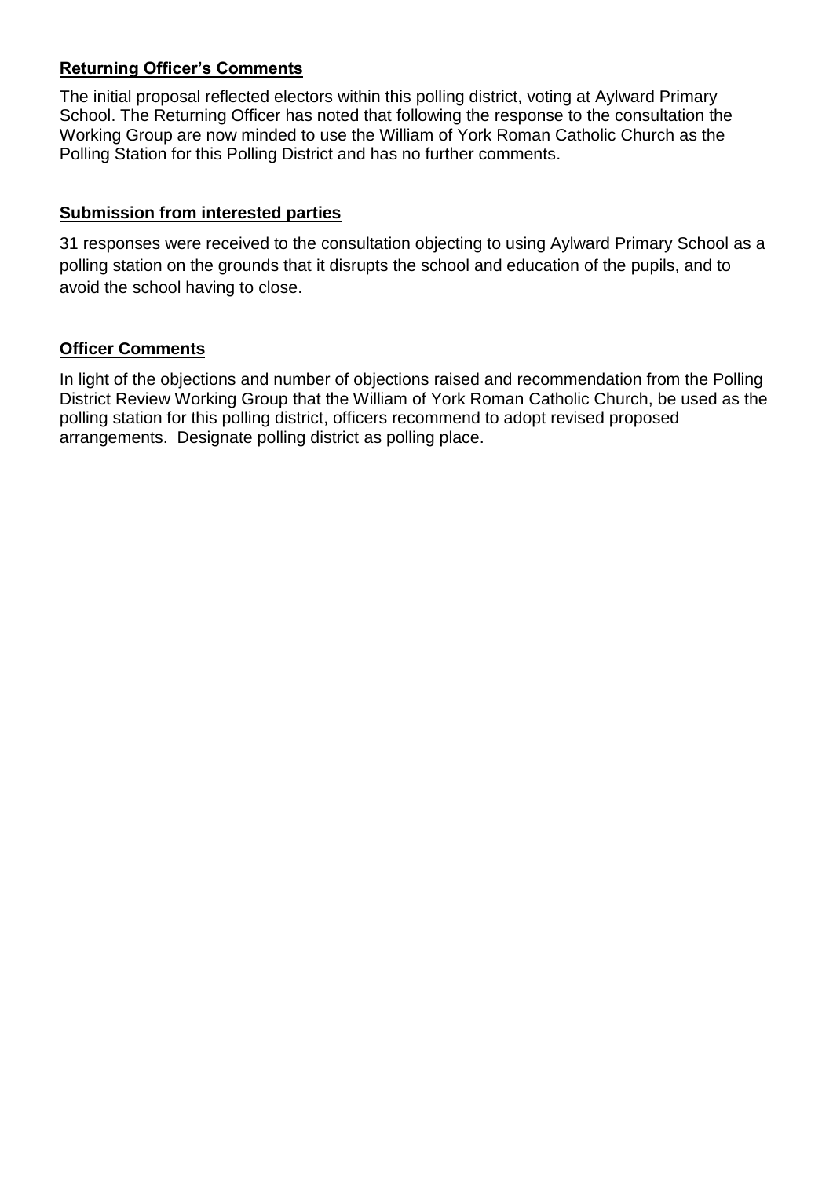## Returning Officer's Comments

The initial proposal reflected electors within this polling district, voting at Aylward Primary School. The Returning Officer has noted that following the response to the consultation the Working Group are now minded to use the William of York Roman Catholic Church as the Polling Station for this Polling District and has no further comments.

## Submission from interested parties

31 responses were received to the consultation objecting to using Aylward Primary School as a polling station on the grounds that it disrupts the school and education of the pupils, and to avoid the school having to close.

## Officer Comments

In light of the objections and number of objections raised and recommendation from the Polling District Review Working Group that the William of York Roman Catholic Church, be used as the polling station for this polling district, officers recommend to adopt revised proposed arrangements. Designate polling district as polling place.